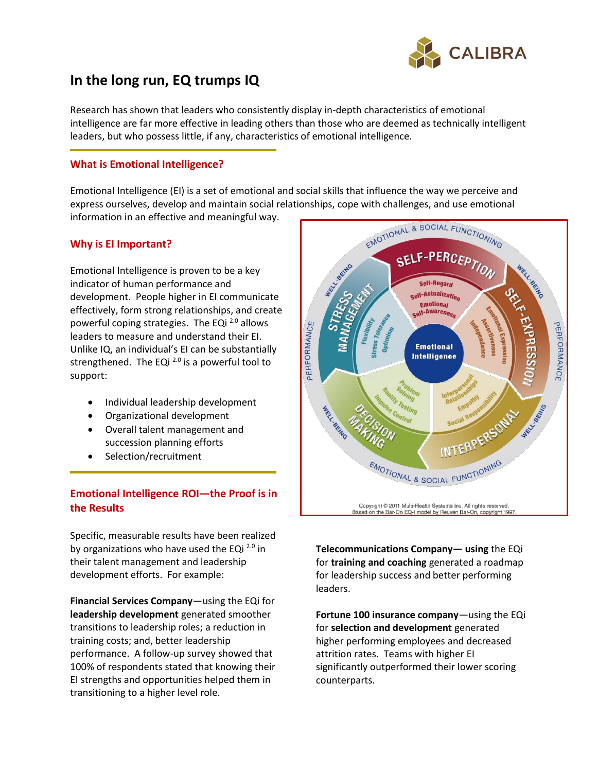# In the long run, EQ trumps IQ

Research has shown that leaders who consistently display in-depth characteristics of emotional intelligence are far more effective in leading others than those who are deemed as technically intelligent leaders, but who possess little, if any, characteristics of emotional intelligence.

## What is Emotional Intelligence?

Emotional Intelligence (EI) is a set of emotional and social skills that influence the way we perceive and express ourselves, develop and maintain social relationships, cope with challenges, and use emotional information in an effective and meaningful way.

## Why is EI Important?

Emotional Intelligence is proven to be a key indicator of human performance and development. People higher in EI communicate effectively, form strong relationships, and create powerful coping strategies. The EQi 2.0 allows leaders to measure and understand their EI. Unlike IQ, an individual's EI can be substantially strengthened. The EQi 2.0 is a powerful tool to support:

- Individual leadership development
- Organizational development
- Overall talent management and succession planning efforts
- Selection/recruitment

Copyright © 2011 Multi-Health Systems Inc. All rights reserved.
Based on the Bar-On EQ-i model by Reuven Bar-On, copyright 1997.

## Emotional Intelligence ROI—the Proof is in the Results

Specific, measurable results have been realized by organizations who have used the EQi 2.0 in their talent management and leadership development efforts. For example:

**Financial Services Company**—using the EQi for **leadership development** generated smoother transitions to leadership roles; a reduction in training costs; and, better leadership performance. A follow-up survey showed that 100% of respondents stated that knowing their EI strengths and opportunities helped them in transitioning to a higher level role.

**Telecommunications Company— using** the EQi for **training and coaching** generated a roadmap for leadership success and better performing leaders.

**Fortune 100 insurance company**—using the EQi for **selection and development** generated higher performing employees and decreased attrition rates. Teams with higher EI significantly outperformed their lower scoring counterparts.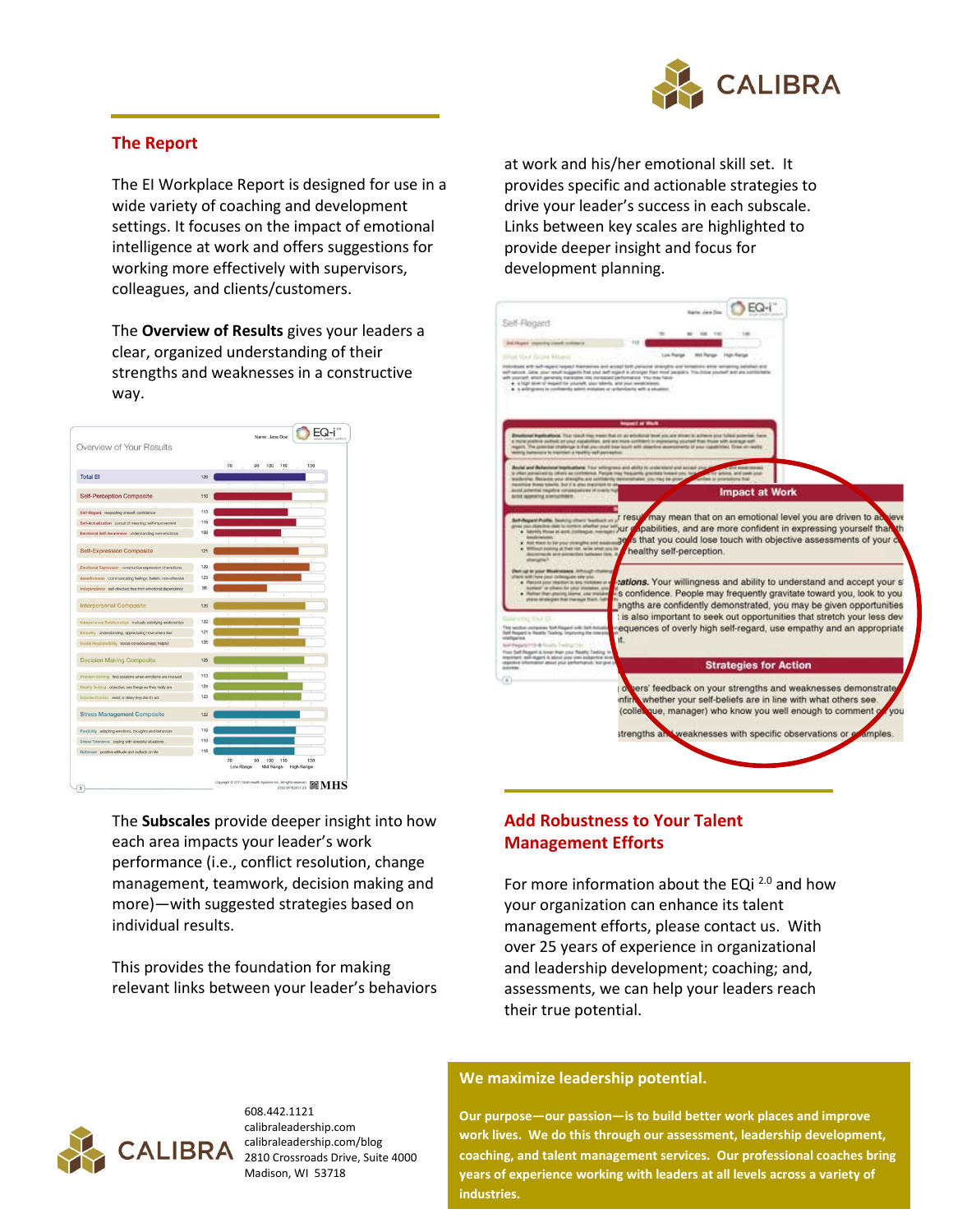## The Report

The EI Workplace Report is designed for use in a wide variety of coaching and development settings. It focuses on the impact of emotional intelligence at work and offers suggestions for working more effectively with supervisors, colleagues, and clients/customers.

The **Overview of Results** gives your leaders a clear, organized understanding of their strengths and weaknesses in a constructive way.

The **Subscales** provide deeper insight into how each area impacts your leader's work performance (i.e., conflict resolution, change management, teamwork, decision making and more)—with suggested strategies based on individual results.

This provides the foundation for making relevant links between your leader's behaviors at work and his/her emotional skill set. It provides specific and actionable strategies to drive your leader's success in each subscale. Links between key scales are highlighted to provide deeper insight and focus for development planning.

## Add Robustness to Your Talent Management Efforts

For more information about the EQi [2.0] and how your organization can enhance its talent management efforts, please contact us. With over 25 years of experience in organizational and leadership development; coaching; and, assessments, we can help your leaders reach their true potential.

608.442.1121
calibraleadership.com
calibraleadership.com/blog
2810 Crossroads Drive, Suite 4000
Madison, WI 53718

**We maximize leadership potential.**

**Our purpose—our passion—is to build better work places and improve work lives. We do this through our assessment, leadership development, coaching, and talent management services. Our professional coaches bring years of experience working with leaders at all levels across a variety of industries.**